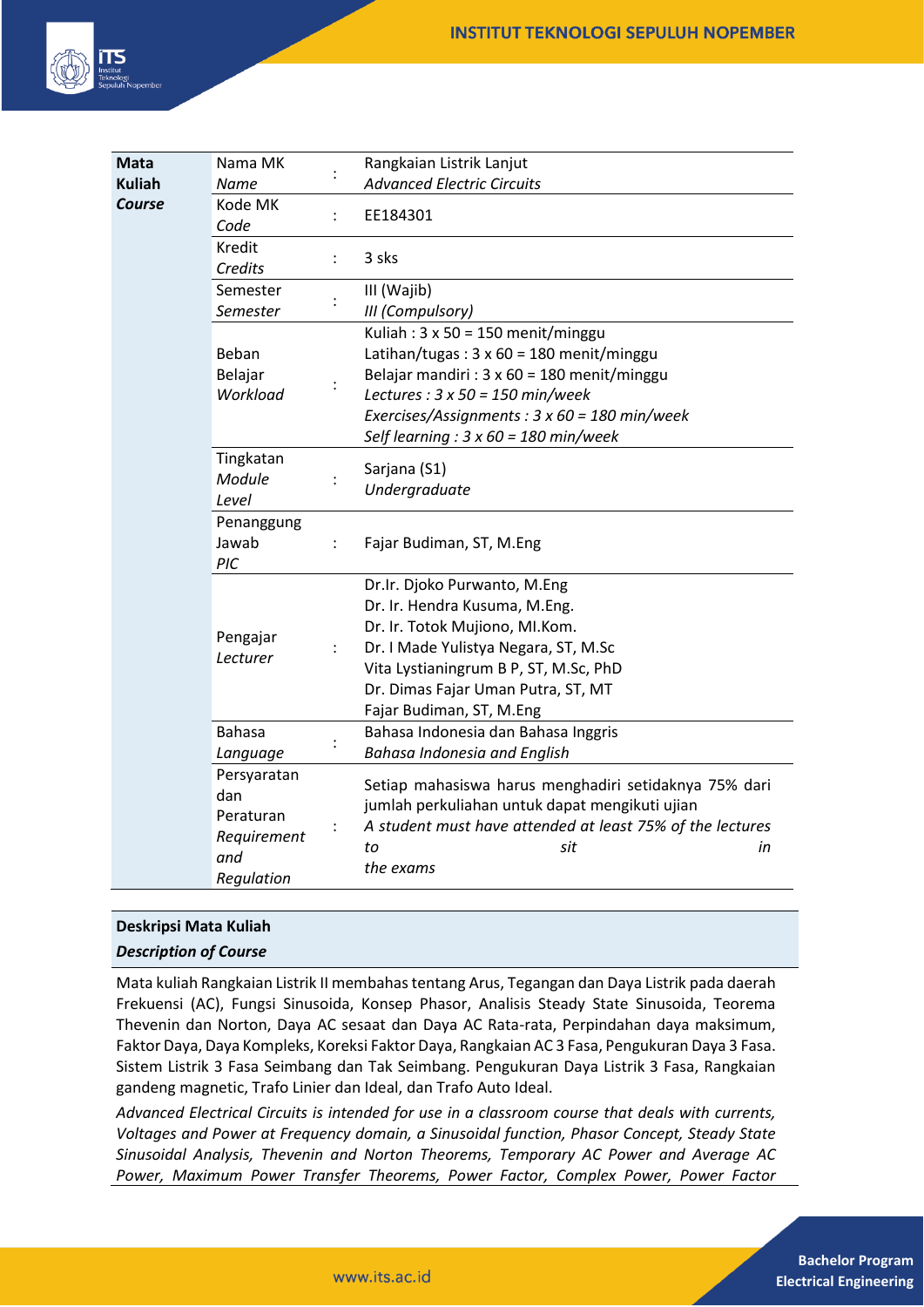| **Mata Kuliah** *Course* | Nama MK *Name* | : | Rangkaian Listrik Lanjut *Advanced Electric Circuits* |
|---|---|---|---|
| | Kode MK *Code* | : | EE184301 |
| | Kredit *Credits* | : | 3 sks |
| | Semester *Semester* | : | III (Wajib) *III (Compulsory)* |
| | Beban Belajar *Workload* | : | Kuliah : 3 x 50 = 150 menit/minggu<br>Latihan/tugas : 3 x 60 = 180 menit/minggu<br>Belajar mandiri : 3 x 60 = 180 menit/minggu<br>*Lectures : 3 x 50 = 150 min/week*<br>*Exercises/Assignments : 3 x 60 = 180 min/week*<br>*Self learning : 3 x 60 = 180 min/week* |
| | Tingkatan *Module Level* | : | Sarjana (S1) *Undergraduate* |
| | Penanggung Jawab *PIC* | : | Fajar Budiman, ST, M.Eng |
| | Pengajar *Lecturer* | : | Dr.Ir. Djoko Purwanto, M.Eng<br>Dr. Ir. Hendra Kusuma, M.Eng.<br>Dr. Ir. Totok Mujiono, MI.Kom.<br>Dr. I Made Yulistya Negara, ST, M.Sc<br>Vita Lystianingrum B P, ST, M.Sc, PhD<br>Dr. Dimas Fajar Uman Putra, ST, MT<br>Fajar Budiman, ST, M.Eng |
| | Bahasa *Language* | : | Bahasa Indonesia dan Bahasa Inggris *Bahasa Indonesia and English* |
| | Persyaratan dan Peraturan *Requirement and Regulation* | : | Setiap mahasiswa harus menghadiri setidaknya 75% dari jumlah perkuliahan untuk dapat mengikuti ujian<br>*A student must have attended at least 75% of the lectures to sit in the exams* |

**Deskripsi Mata Kuliah**
***Description of Course***

Mata kuliah Rangkaian Listrik II membahas tentang Arus, Tegangan dan Daya Listrik pada daerah Frekuensi (AC), Fungsi Sinusoida, Konsep Phasor, Analisis Steady State Sinusoida, Teorema Thevenin dan Norton, Daya AC sesaat dan Daya AC Rata-rata, Perpindahan daya maksimum, Faktor Daya, Daya Kompleks, Koreksi Faktor Daya, Rangkaian AC 3 Fasa, Pengukuran Daya 3 Fasa. Sistem Listrik 3 Fasa Seimbang dan Tak Seimbang. Pengukuran Daya Listrik 3 Fasa, Rangkaian gandeng magnetic, Trafo Linier dan Ideal, dan Trafo Auto Ideal.

*Advanced Electrical Circuits is intended for use in a classroom course that deals with currents, Voltages and Power at Frequency domain, a Sinusoidal function, Phasor Concept, Steady State Sinusoidal Analysis, Thevenin and Norton Theorems, Temporary AC Power and Average AC Power, Maximum Power Transfer Theorems, Power Factor, Complex Power, Power Factor*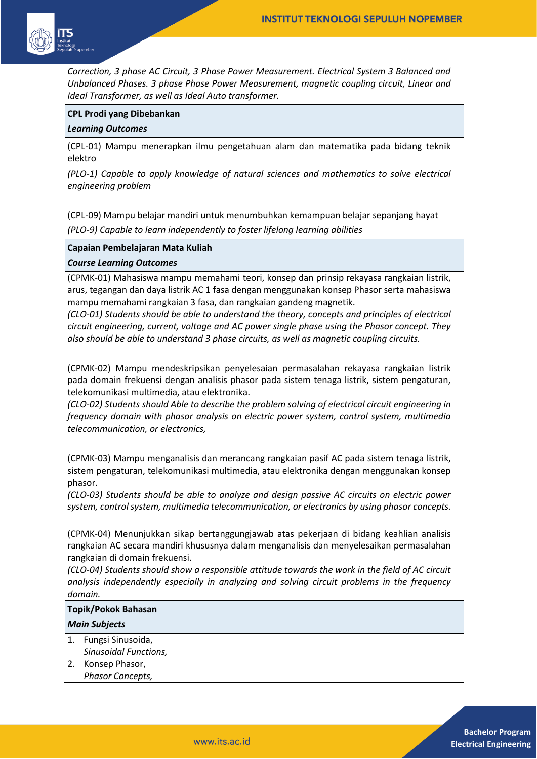*Correction, 3 phase AC Circuit, 3 Phase Power Measurement. Electrical System 3 Balanced and Unbalanced Phases. 3 phase Phase Power Measurement, magnetic coupling circuit, Linear and Ideal Transformer, as well as Ideal Auto transformer.*

**CPL Prodi yang Dibebankan**

***Learning Outcomes***

(CPL-01) Mampu menerapkan ilmu pengetahuan alam dan matematika pada bidang teknik elektro

*(PLO-1) Capable to apply knowledge of natural sciences and mathematics to solve electrical engineering problem*

(CPL-09) Mampu belajar mandiri untuk menumbuhkan kemampuan belajar sepanjang hayat

*(PLO-9) Capable to learn independently to foster lifelong learning abilities*

**Capaian Pembelajaran Mata Kuliah**

***Course Learning Outcomes***

(CPMK-01) Mahasiswa mampu memahami teori, konsep dan prinsip rekayasa rangkaian listrik, arus, tegangan dan daya listrik AC 1 fasa dengan menggunakan konsep Phasor serta mahasiswa mampu memahami rangkaian 3 fasa, dan rangkaian gandeng magnetik.
*(CLO-01) Students should be able to understand the theory, concepts and principles of electrical circuit engineering, current, voltage and AC power single phase using the Phasor concept. They also should be able to understand 3 phase circuits, as well as magnetic coupling circuits.*

(CPMK-02) Mampu mendeskripsikan penyelesaian permasalahan rekayasa rangkaian listrik pada domain frekuensi dengan analisis phasor pada sistem tenaga listrik, sistem pengaturan, telekomunikasi multimedia, atau elektronika.
*(CLO-02) Students should Able to describe the problem solving of electrical circuit engineering in frequency domain with phasor analysis on electric power system, control system, multimedia telecommunication, or electronics,*

(CPMK-03) Mampu menganalisis dan merancang rangkaian pasif AC pada sistem tenaga listrik, sistem pengaturan, telekomunikasi multimedia, atau elektronika dengan menggunakan konsep phasor.
*(CLO-03) Students should be able to analyze and design passive AC circuits on electric power system, control system, multimedia telecommunication, or electronics by using phasor concepts.*

(CPMK-04) Menunjukkan sikap bertanggungjawab atas pekerjaan di bidang keahlian analisis rangkaian AC secara mandiri khususnya dalam menganalisis dan menyelesaikan permasalahan rangkaian di domain frekuensi.
*(CLO-04) Students should show a responsible attitude towards the work in the field of AC circuit analysis independently especially in analyzing and solving circuit problems in the frequency domain.*

**Topik/Pokok Bahasan**

***Main Subjects***

1. Fungsi Sinusoida,
   *Sinusoidal Functions,*
2. Konsep Phasor,
   *Phasor Concepts,*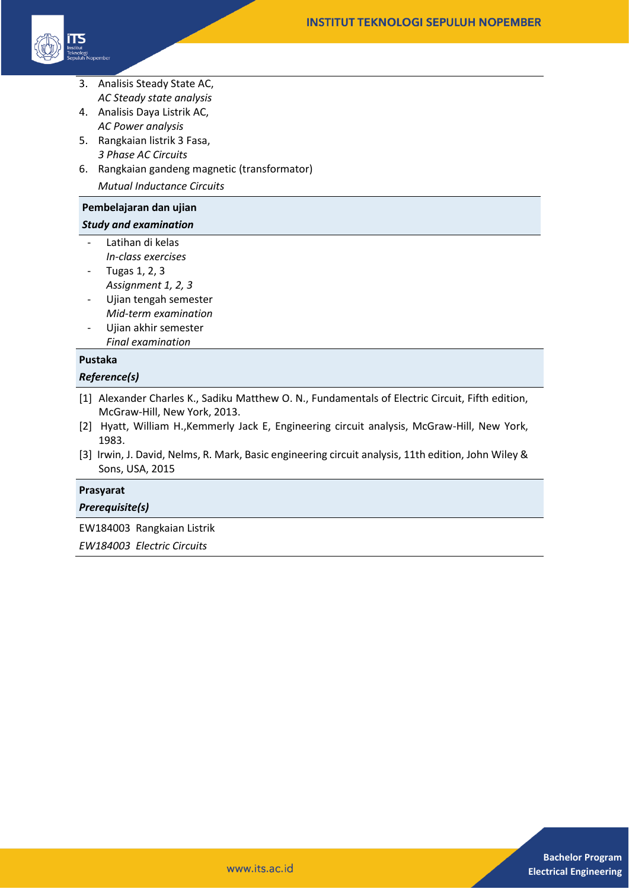3. Analisis Steady State AC,
   *AC Steady state analysis*
4. Analisis Daya Listrik AC,
   *AC Power analysis*
5. Rangkaian listrik 3 Fasa,
   *3 Phase AC Circuits*
6. Rangkaian gandeng magnetic (transformator)
   *Mutual Inductance Circuits*

**Pembelajaran dan ujian**
***Study and examination***

- Latihan di kelas
  *In-class exercises*
- Tugas 1, 2, 3
  *Assignment 1, 2, 3*
- Ujian tengah semester
  *Mid-term examination*
- Ujian akhir semester
  *Final examination*

**Pustaka**
***Reference(s)***

[1] Alexander Charles K., Sadiku Matthew O. N., Fundamentals of Electric Circuit, Fifth edition, McGraw-Hill, New York, 2013.
[2] Hyatt, William H.,Kemmerly Jack E, Engineering circuit analysis, McGraw-Hill, New York, 1983.
[3] Irwin, J. David, Nelms, R. Mark, Basic engineering circuit analysis, 11th edition, John Wiley & Sons, USA, 2015

**Prasyarat**
***Prerequisite(s)***

EW184003 Rangkaian Listrik
*EW184003 Electric Circuits*